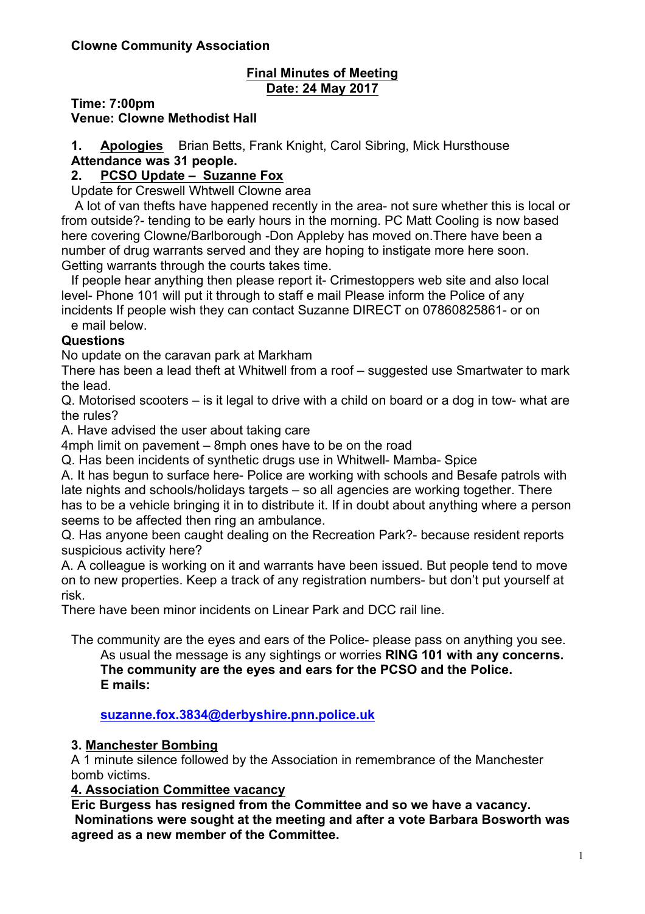**Clowne Community Association**

**Final Minutes of Meeting**
**Date: 24 May 2017**

**Time: 7:00pm**
**Venue: Clowne Methodist Hall**

**1. Apologies** Brian Betts, Frank Knight, Carol Sibring, Mick Hursthouse
**Attendance was 31 people.**

**2. PCSO Update – Suzanne Fox**

Update for Creswell Whtwell Clowne area

A lot of van thefts have happened recently in the area- not sure whether this is local or from outside?- tending to be early hours in the morning. PC Matt Cooling is now based here covering Clowne/Barlborough -Don Appleby has moved on.There have been a number of drug warrants served and they are hoping to instigate more here soon. Getting warrants through the courts takes time.

If people hear anything then please report it- Crimestoppers web site and also local level- Phone 101 will put it through to staff e mail Please inform the Police of any incidents If people wish they can contact Suzanne DIRECT on 07860825861- or on e mail below.

**Questions**

No update on the caravan park at Markham

There has been a lead theft at Whitwell from a roof – suggested use Smartwater to mark the lead.

Q. Motorised scooters – is it legal to drive with a child on board or a dog in tow- what are the rules?

A. Have advised the user about taking care

4mph limit on pavement – 8mph ones have to be on the road

Q. Has been incidents of synthetic drugs use in Whitwell- Mamba- Spice

A. It has begun to surface here- Police are working with schools and Besafe patrols with late nights and schools/holidays targets – so all agencies are working together. There has to be a vehicle bringing it in to distribute it. If in doubt about anything where a person seems to be affected then ring an ambulance.

Q. Has anyone been caught dealing on the Recreation Park?- because resident reports suspicious activity here?

A. A colleague is working on it and warrants have been issued. But people tend to move on to new properties. Keep a track of any registration numbers- but don't put yourself at risk.

There have been minor incidents on Linear Park and DCC rail line.

The community are the eyes and ears of the Police- please pass on anything you see.

As usual the message is any sightings or worries **RING 101 with any concerns. The community are the eyes and ears for the PCSO and the Police.**
**E mails:**

**suzanne.fox.3834@derbyshire.pnn.police.uk**

**3. Manchester Bombing**

A 1 minute silence followed by the Association in remembrance of the Manchester bomb victims.

**4. Association Committee vacancy**

**Eric Burgess has resigned from the Committee and so we have a vacancy. Nominations were sought at the meeting and after a vote Barbara Bosworth was agreed as a new member of the Committee.**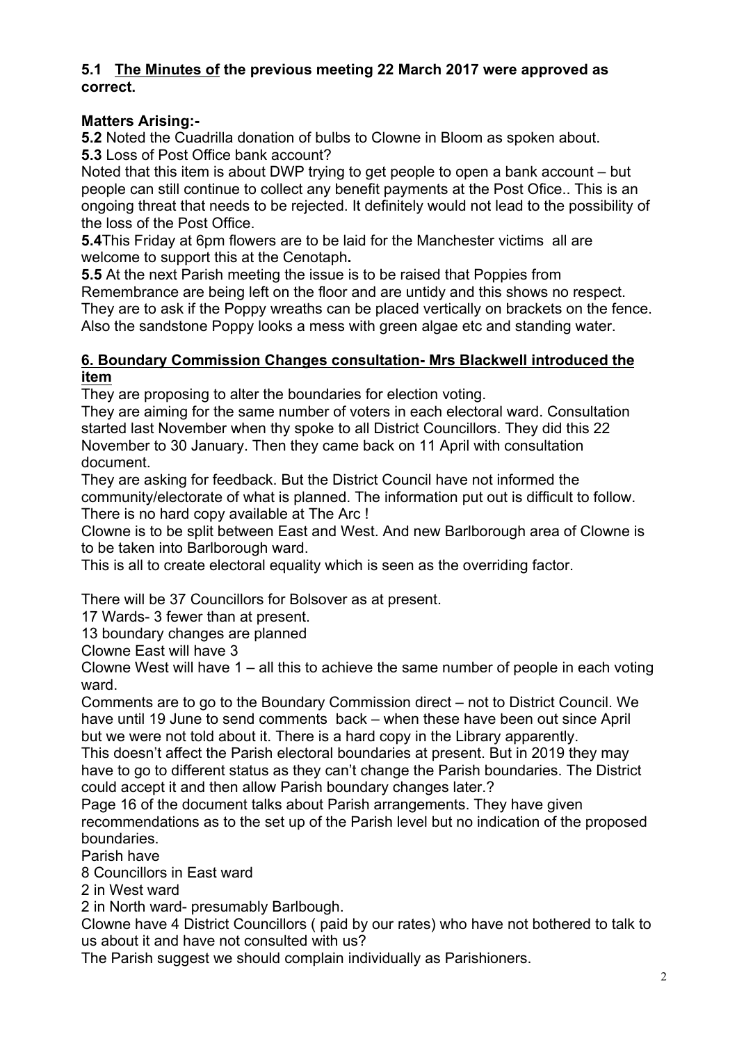**5.1 <u>The Minutes of</u> the previous meeting 22 March 2017 were approved as correct.**

**Matters Arising:-**

**5.2** Noted the Cuadrilla donation of bulbs to Clowne in Bloom as spoken about.

**5.3** Loss of Post Office bank account?

Noted that this item is about DWP trying to get people to open a bank account – but people can still continue to collect any benefit payments at the Post Ofice.. This is an ongoing threat that needs to be rejected. It definitely would not lead to the possibility of the loss of the Post Office.

**5.4**This Friday at 6pm flowers are to be laid for the Manchester victims all are welcome to support this at the Cenotaph**.**

**5.5** At the next Parish meeting the issue is to be raised that Poppies from Remembrance are being left on the floor and are untidy and this shows no respect. They are to ask if the Poppy wreaths can be placed vertically on brackets on the fence. Also the sandstone Poppy looks a mess with green algae etc and standing water.

**<u>6. Boundary Commission Changes consultation- Mrs Blackwell introduced the item</u>**

They are proposing to alter the boundaries for election voting.

They are aiming for the same number of voters in each electoral ward. Consultation started last November when thy spoke to all District Councillors. They did this 22 November to 30 January. Then they came back on 11 April with consultation document.

They are asking for feedback. But the District Council have not informed the community/electorate of what is planned. The information put out is difficult to follow. There is no hard copy available at The Arc !

Clowne is to be split between East and West. And new Barlborough area of Clowne is to be taken into Barlborough ward.

This is all to create electoral equality which is seen as the overriding factor.

There will be 37 Councillors for Bolsover as at present.

17 Wards- 3 fewer than at present.

13 boundary changes are planned

Clowne East will have 3

Clowne West will have 1 – all this to achieve the same number of people in each voting ward.

Comments are to go to the Boundary Commission direct – not to District Council. We have until 19 June to send comments back – when these have been out since April but we were not told about it. There is a hard copy in the Library apparently.

This doesn't affect the Parish electoral boundaries at present. But in 2019 they may have to go to different status as they can't change the Parish boundaries. The District could accept it and then allow Parish boundary changes later.?

Page 16 of the document talks about Parish arrangements. They have given recommendations as to the set up of the Parish level but no indication of the proposed boundaries.

Parish have

8 Councillors in East ward

2 in West ward

2 in North ward- presumably Barlbough.

Clowne have 4 District Councillors ( paid by our rates) who have not bothered to talk to us about it and have not consulted with us?

The Parish suggest we should complain individually as Parishioners.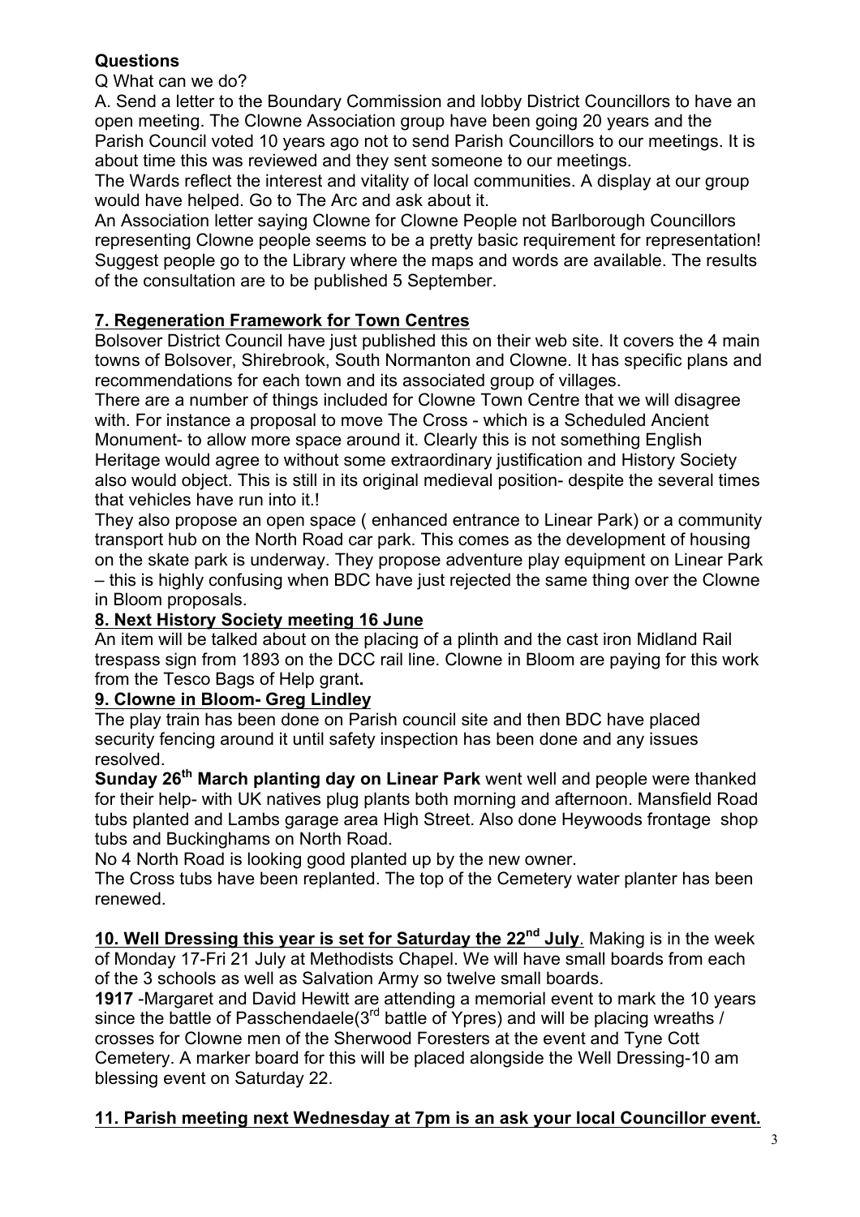**Questions**

Q What can we do?

A. Send a letter to the Boundary Commission and lobby District Councillors to have an open meeting. The Clowne Association group have been going 20 years and the Parish Council voted 10 years ago not to send Parish Councillors to our meetings. It is about time this was reviewed and they sent someone to our meetings.

The Wards reflect the interest and vitality of local communities. A display at our group would have helped. Go to The Arc and ask about it.

An Association letter saying Clowne for Clowne People not Barlborough Councillors representing Clowne people seems to be a pretty basic requirement for representation! Suggest people go to the Library where the maps and words are available. The results of the consultation are to be published 5 September.

## 7. Regeneration Framework for Town Centres

Bolsover District Council have just published this on their web site. It covers the 4 main towns of Bolsover, Shirebrook, South Normanton and Clowne. It has specific plans and recommendations for each town and its associated group of villages.

There are a number of things included for Clowne Town Centre that we will disagree with. For instance a proposal to move The Cross - which is a Scheduled Ancient Monument- to allow more space around it. Clearly this is not something English Heritage would agree to without some extraordinary justification and History Society also would object. This is still in its original medieval position- despite the several times that vehicles have run into it.!

They also propose an open space ( enhanced entrance to Linear Park) or a community transport hub on the North Road car park. This comes as the development of housing on the skate park is underway. They propose adventure play equipment on Linear Park – this is highly confusing when BDC have just rejected the same thing over the Clowne in Bloom proposals.

## 8. Next History Society meeting 16 June

An item will be talked about on the placing of a plinth and the cast iron Midland Rail trespass sign from 1893 on the DCC rail line. Clowne in Bloom are paying for this work from the Tesco Bags of Help grant**.**

## 9. Clowne in Bloom- Greg Lindley

The play train has been done on Parish council site and then BDC have placed security fencing around it until safety inspection has been done and any issues resolved.

**Sunday 26th March planting day on Linear Park** went well and people were thanked for their help- with UK natives plug plants both morning and afternoon. Mansfield Road tubs planted and Lambs garage area High Street. Also done Heywoods frontage shop tubs and Buckinghams on North Road.

No 4 North Road is looking good planted up by the new owner.

The Cross tubs have been replanted. The top of the Cemetery water planter has been renewed.

**10. Well Dressing this year is set for Saturday the 22nd July**. Making is in the week of Monday 17-Fri 21 July at Methodists Chapel. We will have small boards from each of the 3 schools as well as Salvation Army so twelve small boards.

**1917** -Margaret and David Hewitt are attending a memorial event to mark the 10 years since the battle of Passchendaele(3rd battle of Ypres) and will be placing wreaths / crosses for Clowne men of the Sherwood Foresters at the event and Tyne Cott Cemetery. A marker board for this will be placed alongside the Well Dressing-10 am blessing event on Saturday 22.

## 11. Parish meeting next Wednesday at 7pm is an ask your local Councillor event.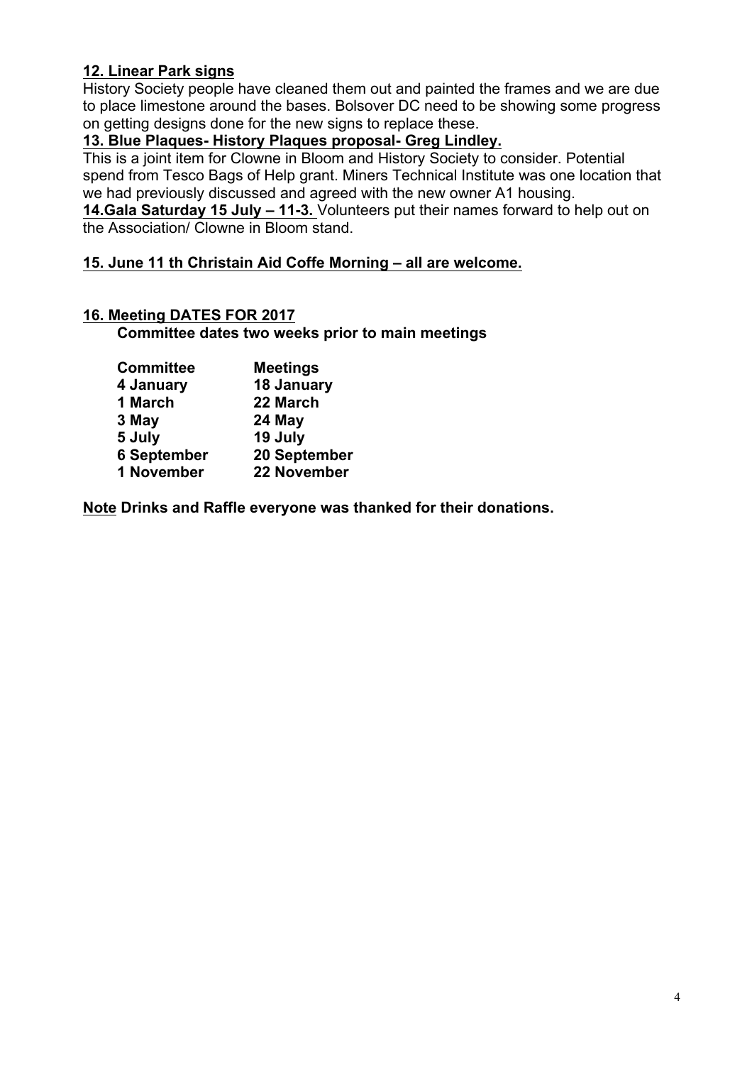**12. Linear Park signs**

History Society people have cleaned them out and painted the frames and we are due to place limestone around the bases. Bolsover DC need to be showing some progress on getting designs done for the new signs to replace these.

**13. Blue Plaques- History Plaques proposal- Greg Lindley.**

This is a joint item for Clowne in Bloom and History Society to consider. Potential spend from Tesco Bags of Help grant. Miners Technical Institute was one location that we had previously discussed and agreed with the new owner A1 housing.

**14.Gala Saturday 15 July – 11-3.** Volunteers put their names forward to help out on the Association/ Clowne in Bloom stand.

**15. June 11 th Christain Aid Coffe Morning – all are welcome.**

**16. Meeting DATES FOR 2017**

**Committee dates two weeks prior to main meetings**

| Committee | Meetings |
|---|---|
| 4 January | 18 January |
| 1 March | 22 March |
| 3 May | 24 May |
| 5 July | 19 July |
| 6 September | 20 September |
| 1 November | 22 November |

**Note Drinks and Raffle everyone was thanked for their donations.**